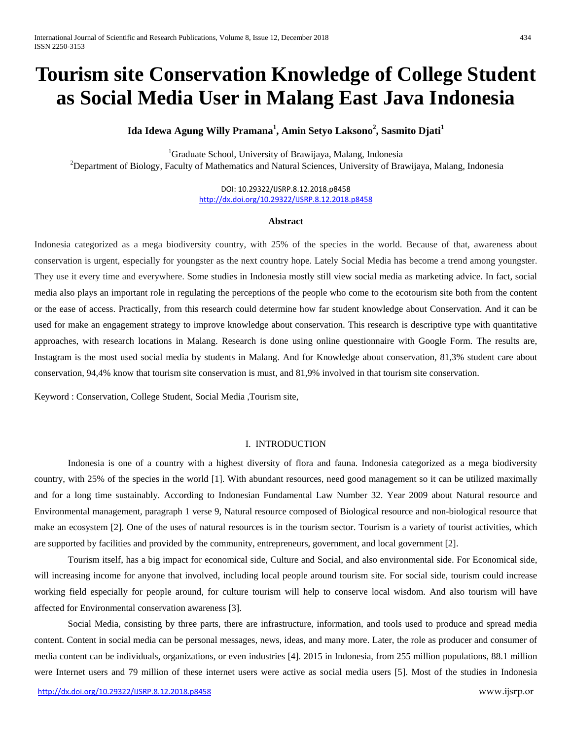# Tourism site Conservation Knowledge of College Student as Social Media User in Malang East Java Indonesia

**Ida Idewa Agung Willy Pramana[1], Amin Setyo Laksono[2], Sasmito Djati[1]**

[1]Graduate School, University of Brawijaya, Malang, Indonesia
[2]Department of Biology, Faculty of Mathematics and Natural Sciences, University of Brawijaya, Malang, Indonesia

DOI: 10.29322/IJSRP.8.12.2018.p8458
http://dx.doi.org/10.29322/IJSRP.8.12.2018.p8458

**Abstract**

Indonesia categorized as a mega biodiversity country, with 25% of the species in the world. Because of that, awareness about conservation is urgent, especially for youngster as the next country hope. Lately Social Media has become a trend among youngster. They use it every time and everywhere. Some studies in Indonesia mostly still view social media as marketing advice. In fact, social media also plays an important role in regulating the perceptions of the people who come to the ecotourism site both from the content or the ease of access. Practically, from this research could determine how far student knowledge about Conservation. And it can be used for make an engagement strategy to improve knowledge about conservation. This research is descriptive type with quantitative approaches, with research locations in Malang. Research is done using online questionnaire with Google Form. The results are, Instagram is the most used social media by students in Malang. And for Knowledge about conservation, 81,3% student care about conservation, 94,4% know that tourism site conservation is must, and 81,9% involved in that tourism site conservation.

Keyword : Conservation, College Student, Social Media ,Tourism site,

## I. INTRODUCTION

Indonesia is one of a country with a highest diversity of flora and fauna. Indonesia categorized as a mega biodiversity country, with 25% of the species in the world [1]. With abundant resources, need good management so it can be utilized maximally and for a long time sustainably. According to Indonesian Fundamental Law Number 32. Year 2009 about Natural resource and Environmental management, paragraph 1 verse 9, Natural resource composed of Biological resource and non-biological resource that make an ecosystem [2]. One of the uses of natural resources is in the tourism sector. Tourism is a variety of tourist activities, which are supported by facilities and provided by the community, entrepreneurs, government, and local government [2].

Tourism itself, has a big impact for economical side, Culture and Social, and also environmental side. For Economical side, will increasing income for anyone that involved, including local people around tourism site. For social side, tourism could increase working field especially for people around, for culture tourism will help to conserve local wisdom. And also tourism will have affected for Environmental conservation awareness [3].

Social Media, consisting by three parts, there are infrastructure, information, and tools used to produce and spread media content. Content in social media can be personal messages, news, ideas, and many more. Later, the role as producer and consumer of media content can be individuals, organizations, or even industries [4]. 2015 in Indonesia, from 255 million populations, 88.1 million were Internet users and 79 million of these internet users were active as social media users [5]. Most of the studies in Indonesia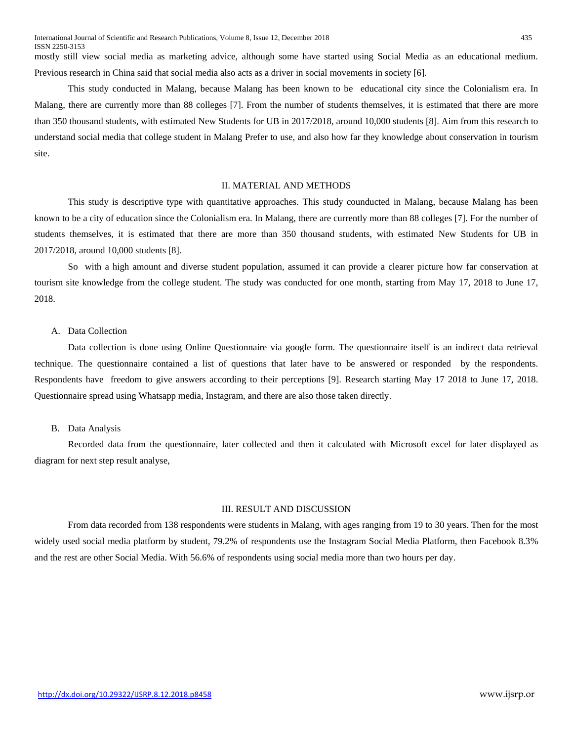mostly still view social media as marketing advice, although some have started using Social Media as an educational medium. Previous research in China said that social media also acts as a driver in social movements in society [6].

This study conducted in Malang, because Malang has been known to be educational city since the Colonialism era. In Malang, there are currently more than 88 colleges [7]. From the number of students themselves, it is estimated that there are more than 350 thousand students, with estimated New Students for UB in 2017/2018, around 10,000 students [8]. Aim from this research to understand social media that college student in Malang Prefer to use, and also how far they knowledge about conservation in tourism site.

## II. MATERIAL AND METHODS

This study is descriptive type with quantitative approaches. This study counducted in Malang, because Malang has been known to be a city of education since the Colonialism era. In Malang, there are currently more than 88 colleges [7]. For the number of students themselves, it is estimated that there are more than 350 thousand students, with estimated New Students for UB in 2017/2018, around 10,000 students [8].

So with a high amount and diverse student population, assumed it can provide a clearer picture how far conservation at tourism site knowledge from the college student. The study was conducted for one month, starting from May 17, 2018 to June 17, 2018.

### A. Data Collection

Data collection is done using Online Questionnaire via google form. The questionnaire itself is an indirect data retrieval technique. The questionnaire contained a list of questions that later have to be answered or responded by the respondents. Respondents have freedom to give answers according to their perceptions [9]. Research starting May 17 2018 to June 17, 2018. Questionnaire spread using Whatsapp media, Instagram, and there are also those taken directly.

### B. Data Analysis

Recorded data from the questionnaire, later collected and then it calculated with Microsoft excel for later displayed as diagram for next step result analyse,

## III. RESULT AND DISCUSSION

From data recorded from 138 respondents were students in Malang, with ages ranging from 19 to 30 years. Then for the most widely used social media platform by student, 79.2% of respondents use the Instagram Social Media Platform, then Facebook 8.3% and the rest are other Social Media. With 56.6% of respondents using social media more than two hours per day.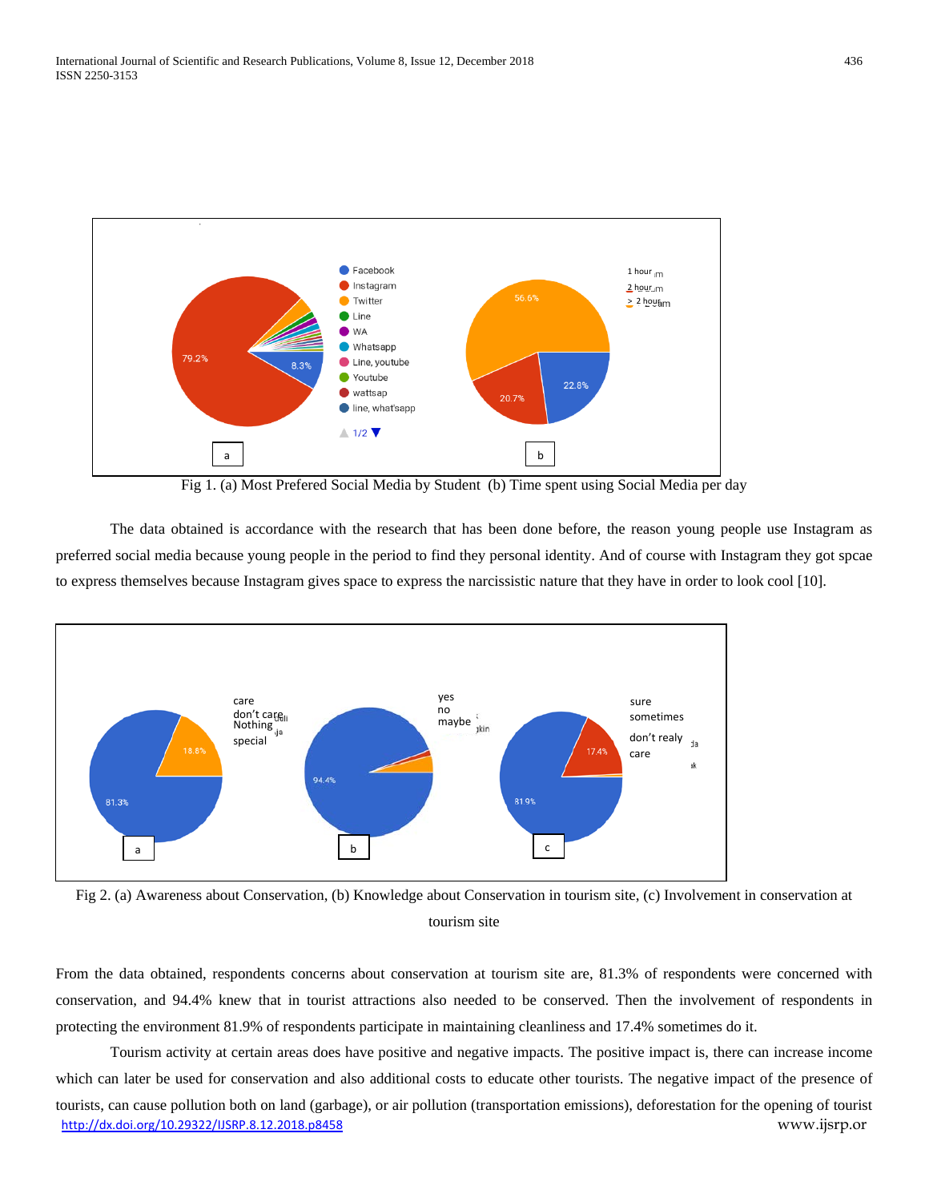Fig 1. (a) Most Prefered Social Media by Student  (b) Time spent using Social Media per day

The data obtained is accordance with the research that has been done before, the reason young people use Instagram as preferred social media because young people in the period to find they personal identity. And of course with Instagram they got spcae to express themselves because Instagram gives space to express the narcissistic nature that they have in order to look cool [10].

Fig 2. (a) Awareness about Conservation, (b) Knowledge about Conservation in tourism site, (c) Involvement in conservation at tourism site

From the data obtained, respondents concerns about conservation at tourism site are, 81.3% of respondents were concerned with conservation, and 94.4% knew that in tourist attractions also needed to be conserved. Then the involvement of respondents in protecting the environment 81.9% of respondents participate in maintaining cleanliness and 17.4% sometimes do it.

Tourism activity at certain areas does have positive and negative impacts. The positive impact is, there can increase income which can later be used for conservation and also additional costs to educate other tourists. The negative impact of the presence of tourists, can cause pollution both on land (garbage), or air pollution (transportation emissions), deforestation for the opening of tourist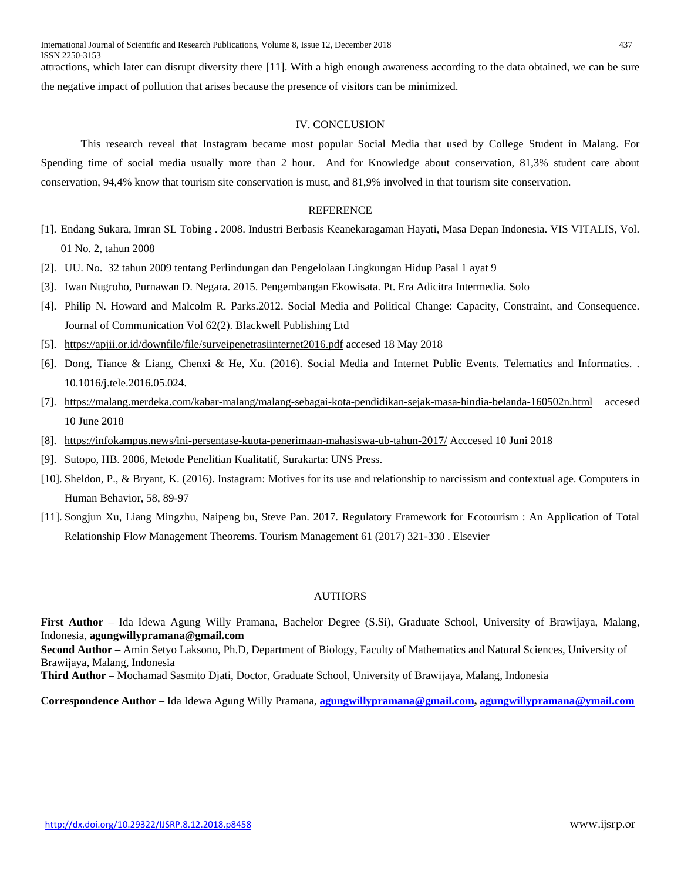attractions, which later can disrupt diversity there [11]. With a high enough awareness according to the data obtained, we can be sure the negative impact of pollution that arises because the presence of visitors can be minimized.

## IV. CONCLUSION

This research reveal that Instagram became most popular Social Media that used by College Student in Malang. For Spending time of social media usually more than 2 hour. And for Knowledge about conservation, 81,3% student care about conservation, 94,4% know that tourism site conservation is must, and 81,9% involved in that tourism site conservation.

## REFERENCE

[1]. Endang Sukara, Imran SL Tobing . 2008. Industri Berbasis Keanekaragaman Hayati, Masa Depan Indonesia. VIS VITALIS, Vol. 01 No. 2, tahun 2008

[2]. UU. No. 32 tahun 2009 tentang Perlindungan dan Pengelolaan Lingkungan Hidup Pasal 1 ayat 9

[3]. Iwan Nugroho, Purnawan D. Negara. 2015. Pengembangan Ekowisata. Pt. Era Adicitra Intermedia. Solo

[4]. Philip N. Howard and Malcolm R. Parks.2012. Social Media and Political Change: Capacity, Constraint, and Consequence. Journal of Communication Vol 62(2). Blackwell Publishing Ltd

[5]. https://apjii.or.id/downfile/file/surveipenetrasiinternet2016.pdf accesed 18 May 2018

[6]. Dong, Tiance & Liang, Chenxi & He, Xu. (2016). Social Media and Internet Public Events. Telematics and Informatics. . 10.1016/j.tele.2016.05.024.

[7]. https://malang.merdeka.com/kabar-malang/malang-sebagai-kota-pendidikan-sejak-masa-hindia-belanda-160502n.html accesed 10 June 2018

[8]. https://infokampus.news/ini-persentase-kuota-penerimaan-mahasiswa-ub-tahun-2017/ Acccesed 10 Juni 2018

[9]. Sutopo, HB. 2006, Metode Penelitian Kualitatif, Surakarta: UNS Press.

[10]. Sheldon, P., & Bryant, K. (2016). Instagram: Motives for its use and relationship to narcissism and contextual age. Computers in Human Behavior, 58, 89-97

[11]. Songjun Xu, Liang Mingzhu, Naipeng bu, Steve Pan. 2017. Regulatory Framework for Ecotourism : An Application of Total Relationship Flow Management Theorems. Tourism Management 61 (2017) 321-330 . Elsevier

## AUTHORS

**First Author** – Ida Idewa Agung Willy Pramana, Bachelor Degree (S.Si), Graduate School, University of Brawijaya, Malang, Indonesia, **agungwillypramana@gmail.com**

**Second Author** – Amin Setyo Laksono, Ph.D, Department of Biology, Faculty of Mathematics and Natural Sciences, University of Brawijaya, Malang, Indonesia

**Third Author** – Mochamad Sasmito Djati, Doctor, Graduate School, University of Brawijaya, Malang, Indonesia

**Correspondence Author** – Ida Idewa Agung Willy Pramana, **agungwillypramana@gmail.com, agungwillypramana@ymail.com**